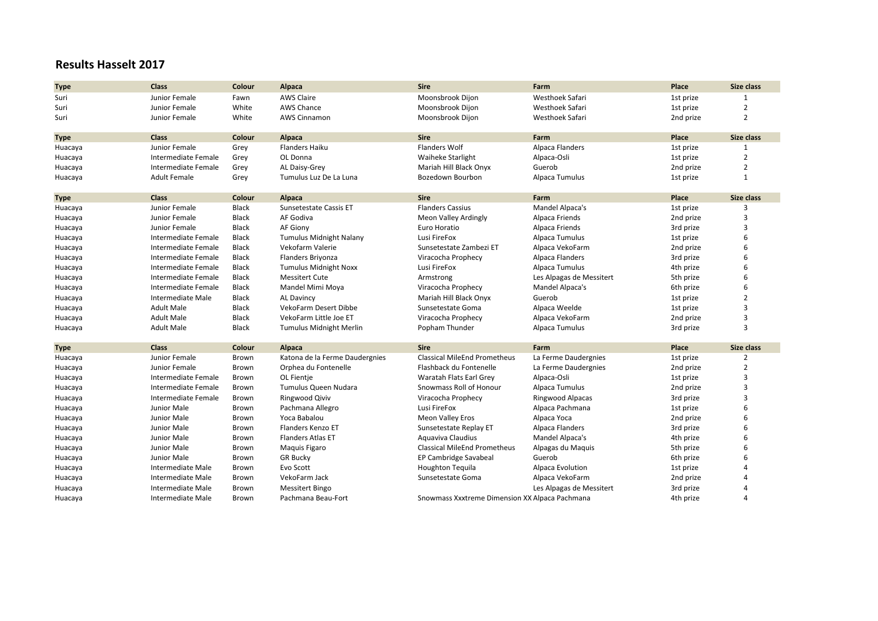## Results Hasselt 2017

| Type | Class | Colour | Alpaca | Sire | Farm | Place | Size class |
|---|---|---|---|---|---|---|---|
| Suri | Junior Female | Fawn | AWS Claire | Moonsbrook Dijon | Westhoek Safari | 1st prize | 1 |
| Suri | Junior Female | White | AWS Chance | Moonsbrook Dijon | Westhoek Safari | 1st prize | 2 |
| Suri | Junior Female | White | AWS Cinnamon | Moonsbrook Dijon | Westhoek Safari | 2nd prize | 2 |

| Type | Class | Colour | Alpaca | Sire | Farm | Place | Size class |
|---|---|---|---|---|---|---|---|
| Huacaya | Junior Female | Grey | Flanders Haiku | Flanders Wolf | Alpaca Flanders | 1st prize | 1 |
| Huacaya | Intermediate Female | Grey | OL Donna | Waiheke Starlight | Alpaca-Osli | 1st prize | 2 |
| Huacaya | Intermediate Female | Grey | AL Daisy-Grey | Mariah Hill Black Onyx | Guerob | 2nd prize | 2 |
| Huacaya | Adult Female | Grey | Tumulus Luz De La Luna | Bozedown Bourbon | Alpaca Tumulus | 1st prize | 1 |

| Type | Class | Colour | Alpaca | Sire | Farm | Place | Size class |
|---|---|---|---|---|---|---|---|
| Huacaya | Junior Female | Black | Sunsetestate Cassis ET | Flanders Cassius | Mandel Alpaca's | 1st prize | 3 |
| Huacaya | Junior Female | Black | AF Godiva | Meon Valley Ardingly | Alpaca Friends | 2nd prize | 3 |
| Huacaya | Junior Female | Black | AF Giony | Euro Horatio | Alpaca Friends | 3rd prize | 3 |
| Huacaya | Intermediate Female | Black | Tumulus Midnight Nalany | Lusi FireFox | Alpaca Tumulus | 1st prize | 6 |
| Huacaya | Intermediate Female | Black | Vekofarm Valerie | Sunsetestate Zambezi ET | Alpaca VekoFarm | 2nd prize | 6 |
| Huacaya | Intermediate Female | Black | Flanders Briyonza | Viracocha Prophecy | Alpaca Flanders | 3rd prize | 6 |
| Huacaya | Intermediate Female | Black | Tumulus Midnight Noxx | Lusi FireFox | Alpaca Tumulus | 4th prize | 6 |
| Huacaya | Intermediate Female | Black | Messitert Cute | Armstrong | Les Alpagas de Messitert | 5th prize | 6 |
| Huacaya | Intermediate Female | Black | Mandel Mimi Moya | Viracocha Prophecy | Mandel Alpaca's | 6th prize | 6 |
| Huacaya | Intermediate Male | Black | AL Davincy | Mariah Hill Black Onyx | Guerob | 1st prize | 2 |
| Huacaya | Adult Male | Black | VekoFarm Desert Dibbe | Sunsetestate Goma | Alpaca Weelde | 1st prize | 3 |
| Huacaya | Adult Male | Black | VekoFarm Little Joe ET | Viracocha Prophecy | Alpaca VekoFarm | 2nd prize | 3 |
| Huacaya | Adult Male | Black | Tumulus Midnight Merlin | Popham Thunder | Alpaca Tumulus | 3rd prize | 3 |

| Type | Class | Colour | Alpaca | Sire | Farm | Place | Size class |
|---|---|---|---|---|---|---|---|
| Huacaya | Junior Female | Brown | Katona de la Ferme Daudergnies | Classical MileEnd Prometheus | La Ferme Daudergnies | 1st prize | 2 |
| Huacaya | Junior Female | Brown | Orphea du Fontenelle | Flashback du Fontenelle | La Ferme Daudergnies | 2nd prize | 2 |
| Huacaya | Intermediate Female | Brown | OL Fientje | Waratah Flats Earl Grey | Alpaca-Osli | 1st prize | 3 |
| Huacaya | Intermediate Female | Brown | Tumulus Queen Nudara | Snowmass Roll of Honour | Alpaca Tumulus | 2nd prize | 3 |
| Huacaya | Intermediate Female | Brown | Ringwood Qiviv | Viracocha Prophecy | Ringwood Alpacas | 3rd prize | 3 |
| Huacaya | Junior Male | Brown | Pachmana Allegro | Lusi FireFox | Alpaca Pachmana | 1st prize | 6 |
| Huacaya | Junior Male | Brown | Yoca Babalou | Meon Valley Eros | Alpaca Yoca | 2nd prize | 6 |
| Huacaya | Junior Male | Brown | Flanders Kenzo ET | Sunsetestate Replay ET | Alpaca Flanders | 3rd prize | 6 |
| Huacaya | Junior Male | Brown | Flanders Atlas ET | Aquaviva Claudius | Mandel Alpaca's | 4th prize | 6 |
| Huacaya | Junior Male | Brown | Maquis Figaro | Classical MileEnd Prometheus | Alpagas du Maquis | 5th prize | 6 |
| Huacaya | Junior Male | Brown | GR Bucky | EP Cambridge Savabeal | Guerob | 6th prize | 6 |
| Huacaya | Intermediate Male | Brown | Evo Scott | Houghton Tequila | Alpaca Evolution | 1st prize | 4 |
| Huacaya | Intermediate Male | Brown | VekoFarm Jack | Sunsetestate Goma | Alpaca VekoFarm | 2nd prize | 4 |
| Huacaya | Intermediate Male | Brown | Messitert Bingo | | Les Alpagas de Messitert | 3rd prize | 4 |
| Huacaya | Intermediate Male | Brown | Pachmana Beau-Fort | Snowmass Xxxtreme Dimension XX | Alpaca Pachmana | 4th prize | 4 |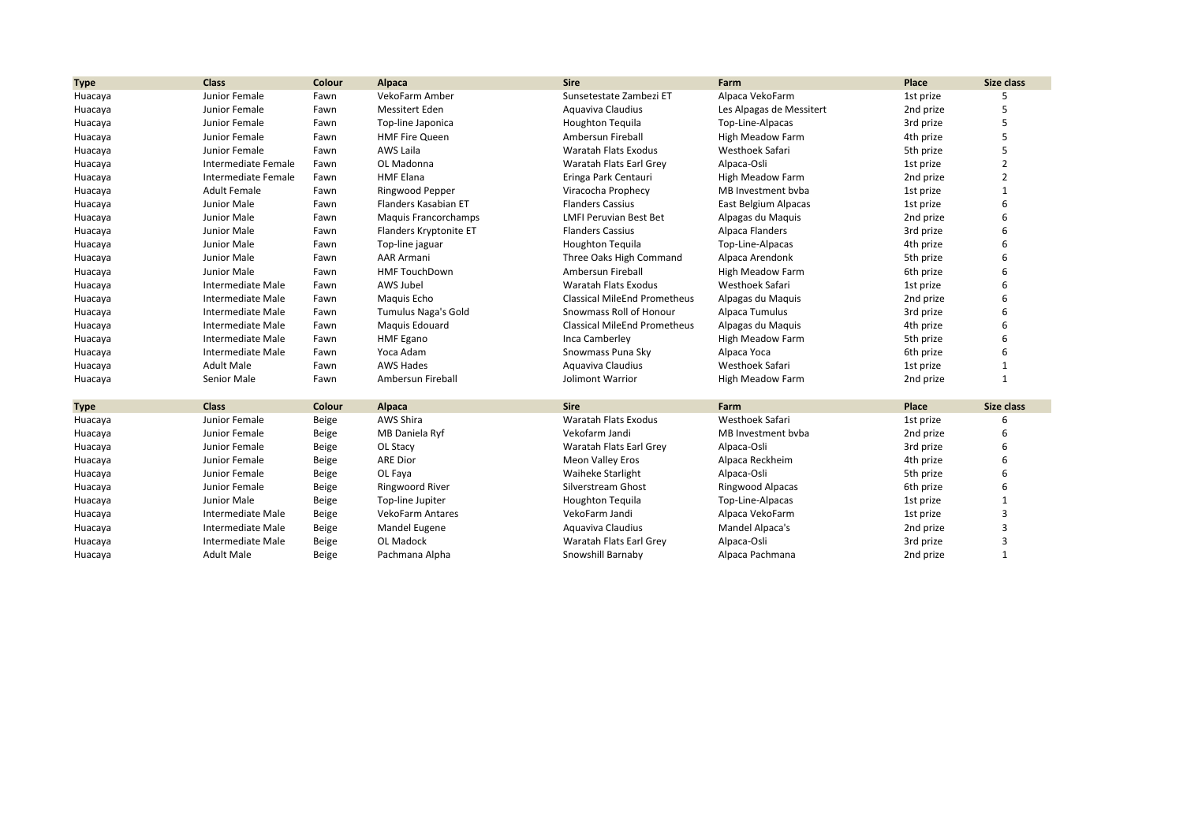| Type | Class | Colour | Alpaca | Sire | Farm | Place | Size class |
|---|---|---|---|---|---|---|---|
| Huacaya | Junior Female | Fawn | VekoFarm Amber | Sunsetestate Zambezi ET | Alpaca VekoFarm | 1st prize | 5 |
| Huacaya | Junior Female | Fawn | Messitert Eden | Aquaviva Claudius | Les Alpagas de Messitert | 2nd prize | 5 |
| Huacaya | Junior Female | Fawn | Top-line Japonica | Houghton Tequila | Top-Line-Alpacas | 3rd prize | 5 |
| Huacaya | Junior Female | Fawn | HMF Fire Queen | Ambersun Fireball | High Meadow Farm | 4th prize | 5 |
| Huacaya | Junior Female | Fawn | AWS Laila | Waratah Flats Exodus | Westhoek Safari | 5th prize | 5 |
| Huacaya | Intermediate Female | Fawn | OL Madonna | Waratah Flats Earl Grey | Alpaca-Osli | 1st prize | 2 |
| Huacaya | Intermediate Female | Fawn | HMF Elana | Eringa Park Centauri | High Meadow Farm | 2nd prize | 2 |
| Huacaya | Adult Female | Fawn | Ringwood Pepper | Viracocha Prophecy | MB Investment bvba | 1st prize | 1 |
| Huacaya | Junior Male | Fawn | Flanders Kasabian ET | Flanders Cassius | East Belgium Alpacas | 1st prize | 6 |
| Huacaya | Junior Male | Fawn | Maquis Francorchamps | LMFI Peruvian Best Bet | Alpagas du Maquis | 2nd prize | 6 |
| Huacaya | Junior Male | Fawn | Flanders Kryptonite ET | Flanders Cassius | Alpaca Flanders | 3rd prize | 6 |
| Huacaya | Junior Male | Fawn | Top-line jaguar | Houghton Tequila | Top-Line-Alpacas | 4th prize | 6 |
| Huacaya | Junior Male | Fawn | AAR Armani | Three Oaks High Command | Alpaca Arendonk | 5th prize | 6 |
| Huacaya | Junior Male | Fawn | HMF TouchDown | Ambersun Fireball | High Meadow Farm | 6th prize | 6 |
| Huacaya | Intermediate Male | Fawn | AWS Jubel | Waratah Flats Exodus | Westhoek Safari | 1st prize | 6 |
| Huacaya | Intermediate Male | Fawn | Maquis Echo | Classical MileEnd Prometheus | Alpagas du Maquis | 2nd prize | 6 |
| Huacaya | Intermediate Male | Fawn | Tumulus Naga's Gold | Snowmass Roll of Honour | Alpaca Tumulus | 3rd prize | 6 |
| Huacaya | Intermediate Male | Fawn | Maquis Edouard | Classical MileEnd Prometheus | Alpagas du Maquis | 4th prize | 6 |
| Huacaya | Intermediate Male | Fawn | HMF Egano | Inca Camberley | High Meadow Farm | 5th prize | 6 |
| Huacaya | Intermediate Male | Fawn | Yoca Adam | Snowmass Puna Sky | Alpaca Yoca | 6th prize | 6 |
| Huacaya | Adult Male | Fawn | AWS Hades | Aquaviva Claudius | Westhoek Safari | 1st prize | 1 |
| Huacaya | Senior Male | Fawn | Ambersun Fireball | Jolimont Warrior | High Meadow Farm | 2nd prize | 1 |

| Type | Class | Colour | Alpaca | Sire | Farm | Place | Size class |
|---|---|---|---|---|---|---|---|
| Huacaya | Junior Female | Beige | AWS Shira | Waratah Flats Exodus | Westhoek Safari | 1st prize | 6 |
| Huacaya | Junior Female | Beige | MB Daniela Ryf | Vekofarm Jandi | MB Investment bvba | 2nd prize | 6 |
| Huacaya | Junior Female | Beige | OL Stacy | Waratah Flats Earl Grey | Alpaca-Osli | 3rd prize | 6 |
| Huacaya | Junior Female | Beige | ARE Dior | Meon Valley Eros | Alpaca Reckheim | 4th prize | 6 |
| Huacaya | Junior Female | Beige | OL Faya | Waiheke Starlight | Alpaca-Osli | 5th prize | 6 |
| Huacaya | Junior Female | Beige | Ringwoord River | Silverstream Ghost | Ringwood Alpacas | 6th prize | 6 |
| Huacaya | Junior Male | Beige | Top-line Jupiter | Houghton Tequila | Top-Line-Alpacas | 1st prize | 1 |
| Huacaya | Intermediate Male | Beige | VekoFarm Antares | VekoFarm Jandi | Alpaca VekoFarm | 1st prize | 3 |
| Huacaya | Intermediate Male | Beige | Mandel Eugene | Aquaviva Claudius | Mandel Alpaca's | 2nd prize | 3 |
| Huacaya | Intermediate Male | Beige | OL Madock | Waratah Flats Earl Grey | Alpaca-Osli | 3rd prize | 3 |
| Huacaya | Adult Male | Beige | Pachmana Alpha | Snowshill Barnaby | Alpaca Pachmana | 2nd prize | 1 |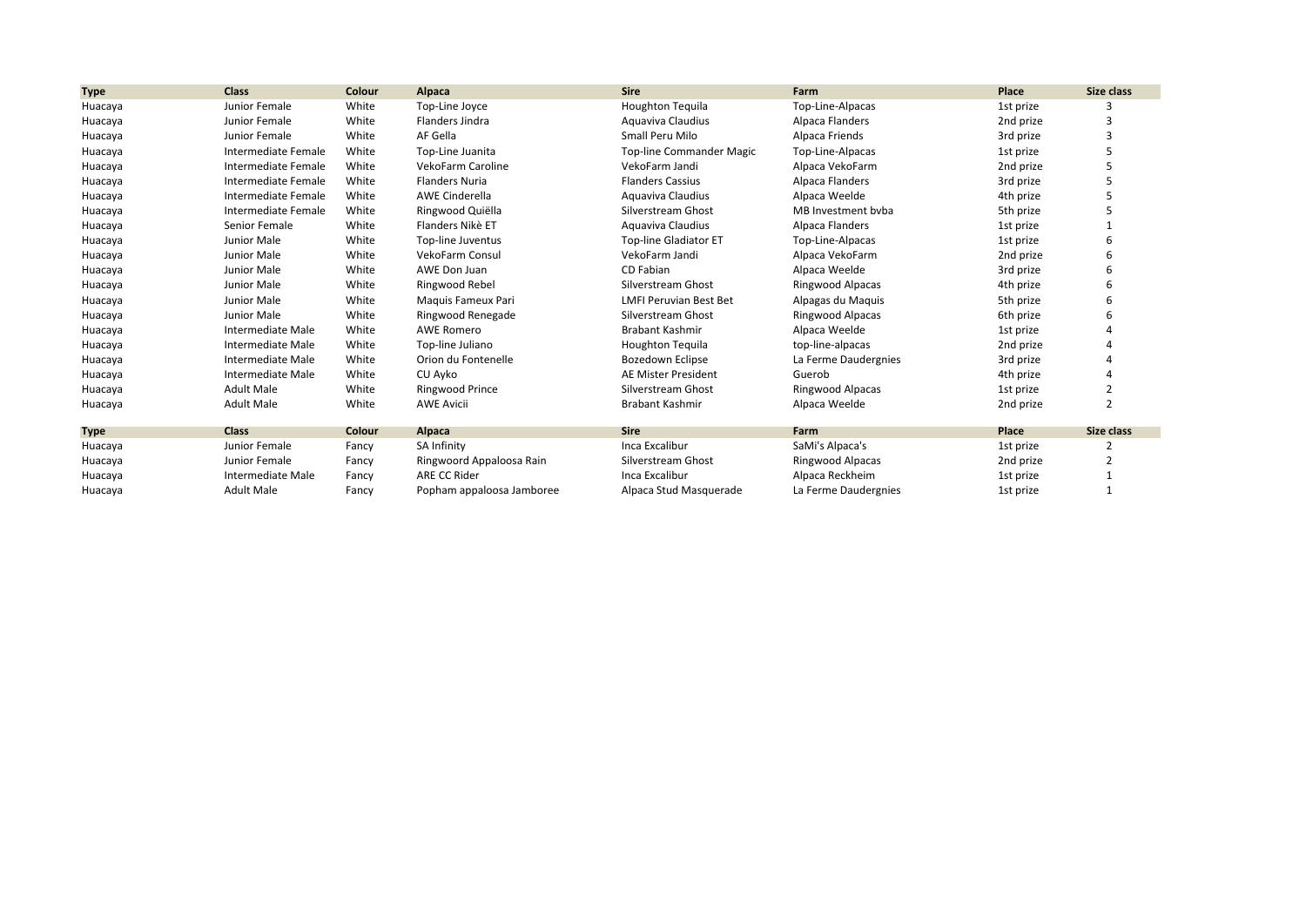| Type | Class | Colour | Alpaca | Sire | Farm | Place | Size class |
|---|---|---|---|---|---|---|---|
| Huacaya | Junior Female | White | Top-Line Joyce | Houghton Tequila | Top-Line-Alpacas | 1st prize | 3 |
| Huacaya | Junior Female | White | Flanders Jindra | Aquaviva Claudius | Alpaca Flanders | 2nd prize | 3 |
| Huacaya | Junior Female | White | AF Gella | Small Peru Milo | Alpaca Friends | 3rd prize | 3 |
| Huacaya | Intermediate Female | White | Top-Line Juanita | Top-line Commander Magic | Top-Line-Alpacas | 1st prize | 5 |
| Huacaya | Intermediate Female | White | VekoFarm Caroline | VekoFarm Jandi | Alpaca VekoFarm | 2nd prize | 5 |
| Huacaya | Intermediate Female | White | Flanders Nuria | Flanders Cassius | Alpaca Flanders | 3rd prize | 5 |
| Huacaya | Intermediate Female | White | AWE Cinderella | Aquaviva Claudius | Alpaca Weelde | 4th prize | 5 |
| Huacaya | Intermediate Female | White | Ringwood Quiëlla | Silverstream Ghost | MB Investment bvba | 5th prize | 5 |
| Huacaya | Senior Female | White | Flanders Nikè ET | Aquaviva Claudius | Alpaca Flanders | 1st prize | 1 |
| Huacaya | Junior Male | White | Top-line Juventus | Top-line Gladiator ET | Top-Line-Alpacas | 1st prize | 6 |
| Huacaya | Junior Male | White | VekoFarm Consul | VekoFarm Jandi | Alpaca VekoFarm | 2nd prize | 6 |
| Huacaya | Junior Male | White | AWE Don Juan | CD Fabian | Alpaca Weelde | 3rd prize | 6 |
| Huacaya | Junior Male | White | Ringwood Rebel | Silverstream Ghost | Ringwood Alpacas | 4th prize | 6 |
| Huacaya | Junior Male | White | Maquis Fameux Pari | LMFI Peruvian Best Bet | Alpagas du Maquis | 5th prize | 6 |
| Huacaya | Junior Male | White | Ringwood Renegade | Silverstream Ghost | Ringwood Alpacas | 6th prize | 6 |
| Huacaya | Intermediate Male | White | AWE Romero | Brabant Kashmir | Alpaca Weelde | 1st prize | 4 |
| Huacaya | Intermediate Male | White | Top-line Juliano | Houghton Tequila | top-line-alpacas | 2nd prize | 4 |
| Huacaya | Intermediate Male | White | Orion du Fontenelle | Bozedown Eclipse | La Ferme Daudergnies | 3rd prize | 4 |
| Huacaya | Intermediate Male | White | CU Ayko | AE Mister President | Guerob | 4th prize | 4 |
| Huacaya | Adult Male | White | Ringwood Prince | Silverstream Ghost | Ringwood Alpacas | 1st prize | 2 |
| Huacaya | Adult Male | White | AWE Avicii | Brabant Kashmir | Alpaca Weelde | 2nd prize | 2 |

| Type | Class | Colour | Alpaca | Sire | Farm | Place | Size class |
|---|---|---|---|---|---|---|---|
| Huacaya | Junior Female | Fancy | SA Infinity | Inca Excalibur | SaMi's Alpaca's | 1st prize | 2 |
| Huacaya | Junior Female | Fancy | Ringwoord Appaloosa Rain | Silverstream Ghost | Ringwood Alpacas | 2nd prize | 2 |
| Huacaya | Intermediate Male | Fancy | ARE CC Rider | Inca Excalibur | Alpaca Reckheim | 1st prize | 1 |
| Huacaya | Adult Male | Fancy | Popham appaloosa Jamboree | Alpaca Stud Masquerade | La Ferme Daudergnies | 1st prize | 1 |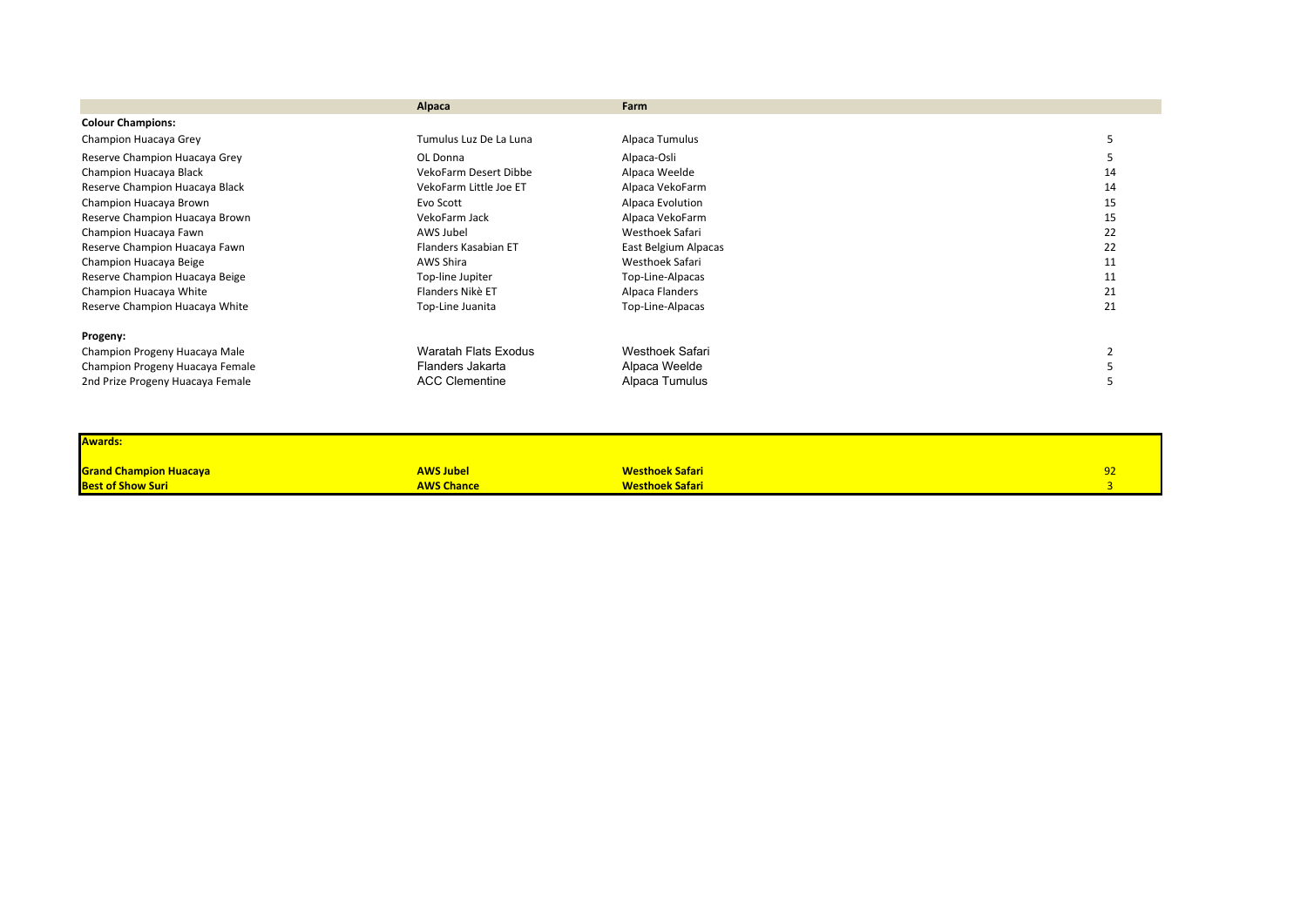| | Alpaca | Farm | |
|---|---|---|---|
| **Colour Champions:** | | | |
| Champion Huacaya Grey | Tumulus Luz De La Luna | Alpaca Tumulus | 5 |
| Reserve Champion Huacaya Grey | OL Donna | Alpaca-Osli | 5 |
| Champion Huacaya Black | VekoFarm Desert Dibbe | Alpaca Weelde | 14 |
| Reserve Champion Huacaya Black | VekoFarm Little Joe ET | Alpaca VekoFarm | 14 |
| Champion Huacaya Brown | Evo Scott | Alpaca Evolution | 15 |
| Reserve Champion Huacaya Brown | VekoFarm Jack | Alpaca VekoFarm | 15 |
| Champion Huacaya Fawn | AWS Jubel | Westhoek Safari | 22 |
| Reserve Champion Huacaya Fawn | Flanders Kasabian ET | East Belgium Alpacas | 22 |
| Champion Huacaya Beige | AWS Shira | Westhoek Safari | 11 |
| Reserve Champion Huacaya Beige | Top-line Jupiter | Top-Line-Alpacas | 11 |
| Champion Huacaya White | Flanders Nikè ET | Alpaca Flanders | 21 |
| Reserve Champion Huacaya White | Top-Line Juanita | Top-Line-Alpacas | 21 |
| **Progeny:** | | | |
| Champion Progeny Huacaya Male | Waratah Flats Exodus | Westhoek Safari | 2 |
| Champion Progeny Huacaya Female | Flanders Jakarta | Alpaca Weelde | 5 |
| 2nd Prize Progeny Huacaya Female | ACC Clementine | Alpaca Tumulus | 5 |

| | | | |
|---|---|---|---|
| **Awards:** | | | |
| **Grand Champion Huacaya** | **AWS Jubel** | **Westhoek Safari** | 92 |
| **Best of Show Suri** | **AWS Chance** | **Westhoek Safari** | 3 |